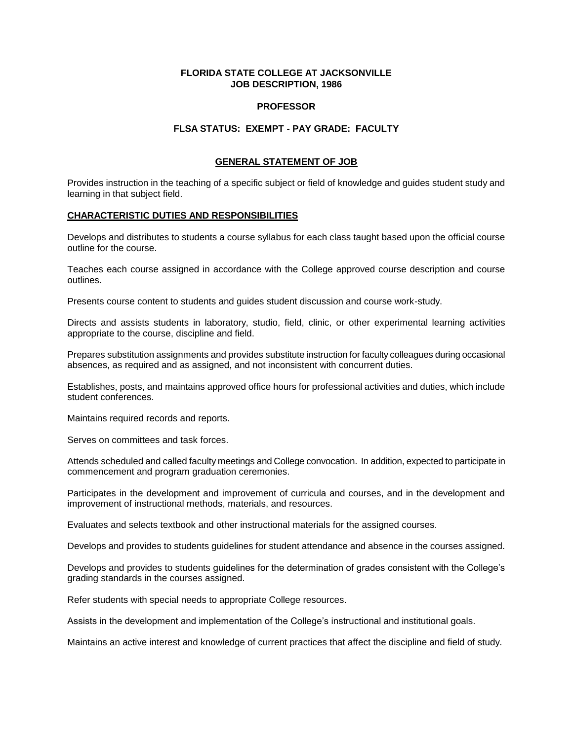**FLORIDA STATE COLLEGE AT JACKSONVILLE**
**JOB DESCRIPTION, 1986**

**PROFESSOR**

**FLSA STATUS: EXEMPT - PAY GRADE: FACULTY**

## GENERAL STATEMENT OF JOB

Provides instruction in the teaching of a specific subject or field of knowledge and guides student study and learning in that subject field.

## CHARACTERISTIC DUTIES AND RESPONSIBILITIES

Develops and distributes to students a course syllabus for each class taught based upon the official course outline for the course.

Teaches each course assigned in accordance with the College approved course description and course outlines.

Presents course content to students and guides student discussion and course work-study.

Directs and assists students in laboratory, studio, field, clinic, or other experimental learning activities appropriate to the course, discipline and field.

Prepares substitution assignments and provides substitute instruction for faculty colleagues during occasional absences, as required and as assigned, and not inconsistent with concurrent duties.

Establishes, posts, and maintains approved office hours for professional activities and duties, which include student conferences.

Maintains required records and reports.

Serves on committees and task forces.

Attends scheduled and called faculty meetings and College convocation. In addition, expected to participate in commencement and program graduation ceremonies.

Participates in the development and improvement of curricula and courses, and in the development and improvement of instructional methods, materials, and resources.

Evaluates and selects textbook and other instructional materials for the assigned courses.

Develops and provides to students guidelines for student attendance and absence in the courses assigned.

Develops and provides to students guidelines for the determination of grades consistent with the College's grading standards in the courses assigned.

Refer students with special needs to appropriate College resources.

Assists in the development and implementation of the College's instructional and institutional goals.

Maintains an active interest and knowledge of current practices that affect the discipline and field of study.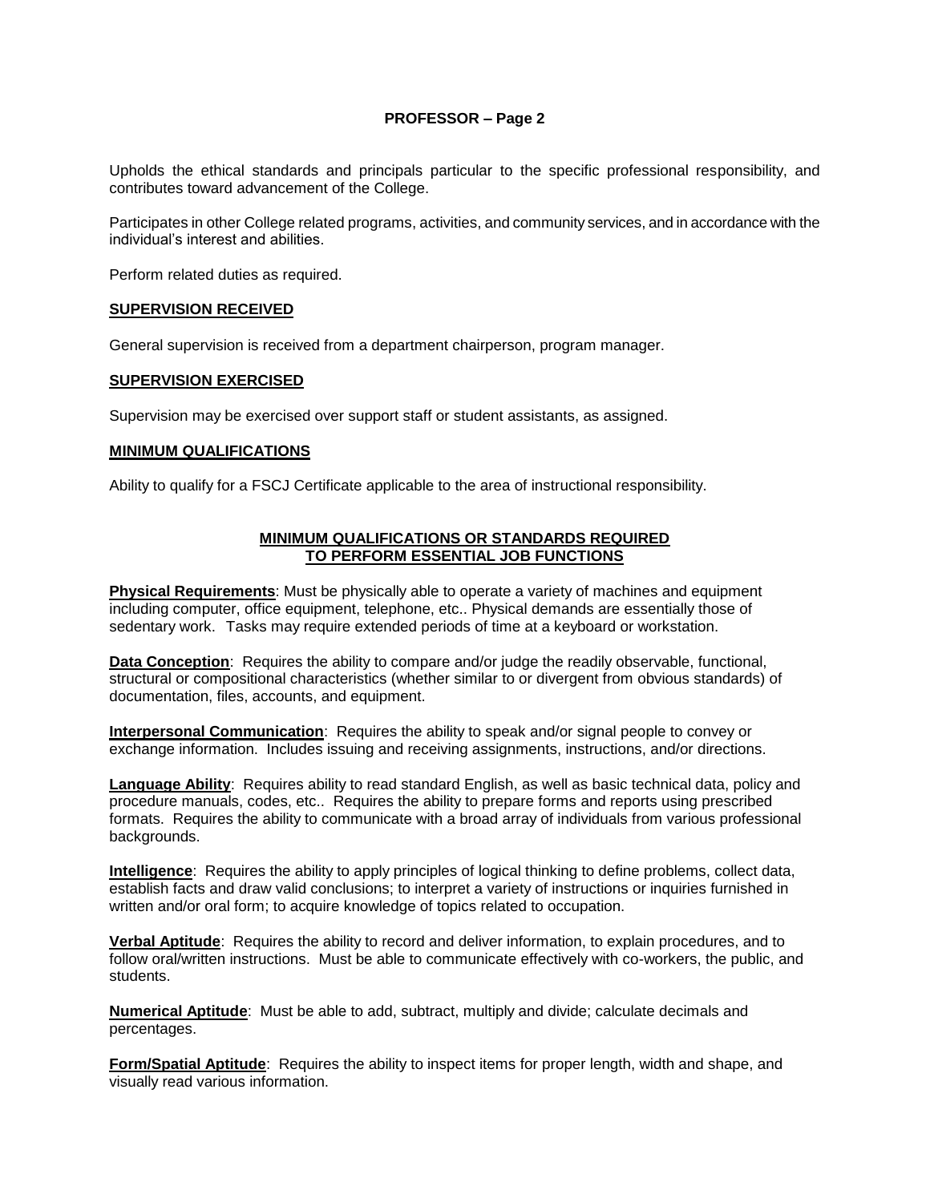Upholds the ethical standards and principals particular to the specific professional responsibility, and contributes toward advancement of the College.

Participates in other College related programs, activities, and community services, and in accordance with the individual's interest and abilities.

Perform related duties as required.

## SUPERVISION RECEIVED

General supervision is received from a department chairperson, program manager.

## SUPERVISION EXERCISED

Supervision may be exercised over support staff or student assistants, as assigned.

## MINIMUM QUALIFICATIONS

Ability to qualify for a FSCJ Certificate applicable to the area of instructional responsibility.

## MINIMUM QUALIFICATIONS OR STANDARDS REQUIRED TO PERFORM ESSENTIAL JOB FUNCTIONS

**Physical Requirements**: Must be physically able to operate a variety of machines and equipment including computer, office equipment, telephone, etc.. Physical demands are essentially those of sedentary work. Tasks may require extended periods of time at a keyboard or workstation.

**Data Conception**: Requires the ability to compare and/or judge the readily observable, functional, structural or compositional characteristics (whether similar to or divergent from obvious standards) of documentation, files, accounts, and equipment.

**Interpersonal Communication**: Requires the ability to speak and/or signal people to convey or exchange information. Includes issuing and receiving assignments, instructions, and/or directions.

**Language Ability**: Requires ability to read standard English, as well as basic technical data, policy and procedure manuals, codes, etc.. Requires the ability to prepare forms and reports using prescribed formats. Requires the ability to communicate with a broad array of individuals from various professional backgrounds.

**Intelligence**: Requires the ability to apply principles of logical thinking to define problems, collect data, establish facts and draw valid conclusions; to interpret a variety of instructions or inquiries furnished in written and/or oral form; to acquire knowledge of topics related to occupation.

**Verbal Aptitude**: Requires the ability to record and deliver information, to explain procedures, and to follow oral/written instructions. Must be able to communicate effectively with co-workers, the public, and students.

**Numerical Aptitude**: Must be able to add, subtract, multiply and divide; calculate decimals and percentages.

**Form/Spatial Aptitude**: Requires the ability to inspect items for proper length, width and shape, and visually read various information.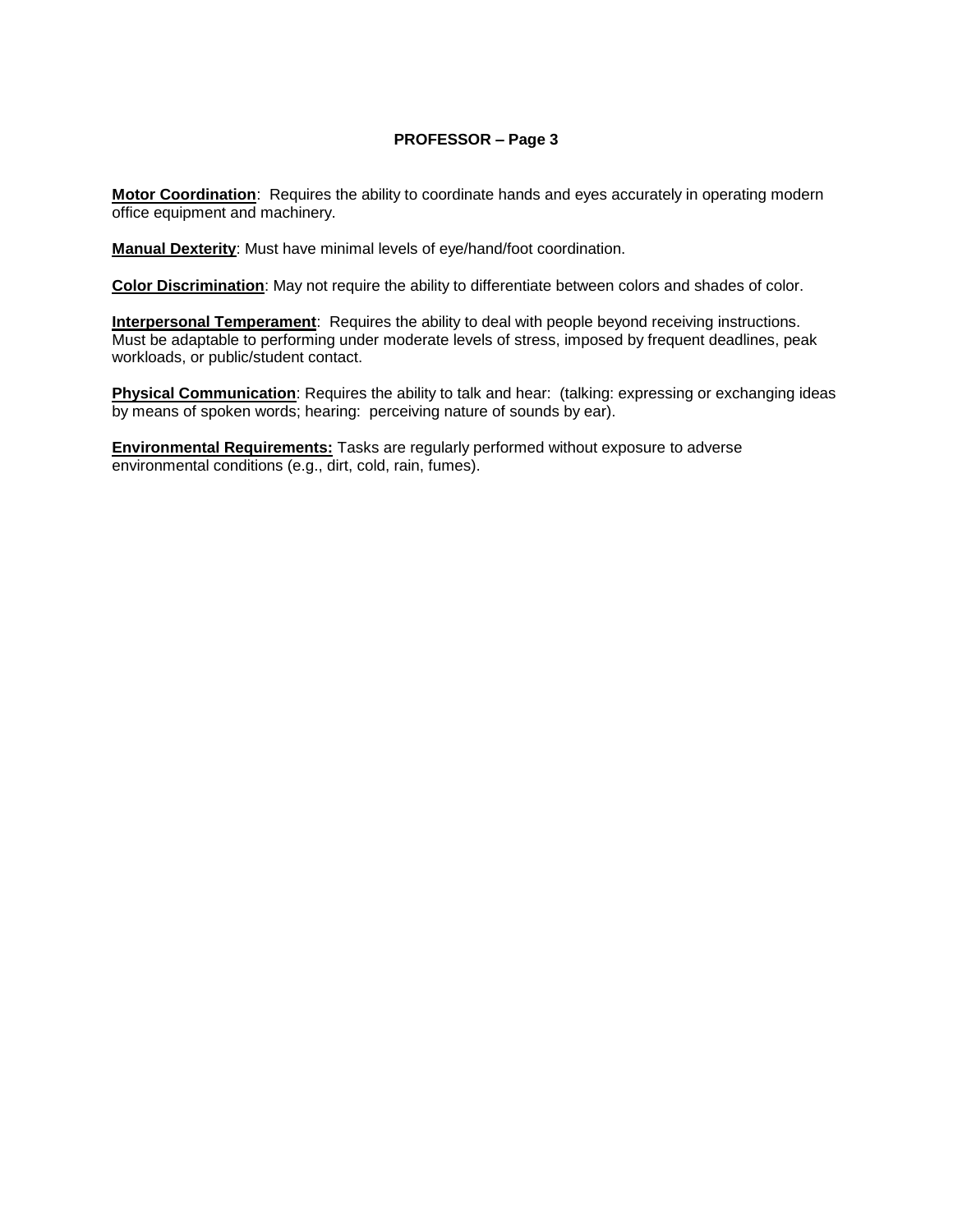**Motor Coordination**: Requires the ability to coordinate hands and eyes accurately in operating modern office equipment and machinery.

**Manual Dexterity**: Must have minimal levels of eye/hand/foot coordination.

**Color Discrimination**: May not require the ability to differentiate between colors and shades of color.

**Interpersonal Temperament**: Requires the ability to deal with people beyond receiving instructions. Must be adaptable to performing under moderate levels of stress, imposed by frequent deadlines, peak workloads, or public/student contact.

**Physical Communication**: Requires the ability to talk and hear: (talking: expressing or exchanging ideas by means of spoken words; hearing: perceiving nature of sounds by ear).

**Environmental Requirements:** Tasks are regularly performed without exposure to adverse environmental conditions (e.g., dirt, cold, rain, fumes).